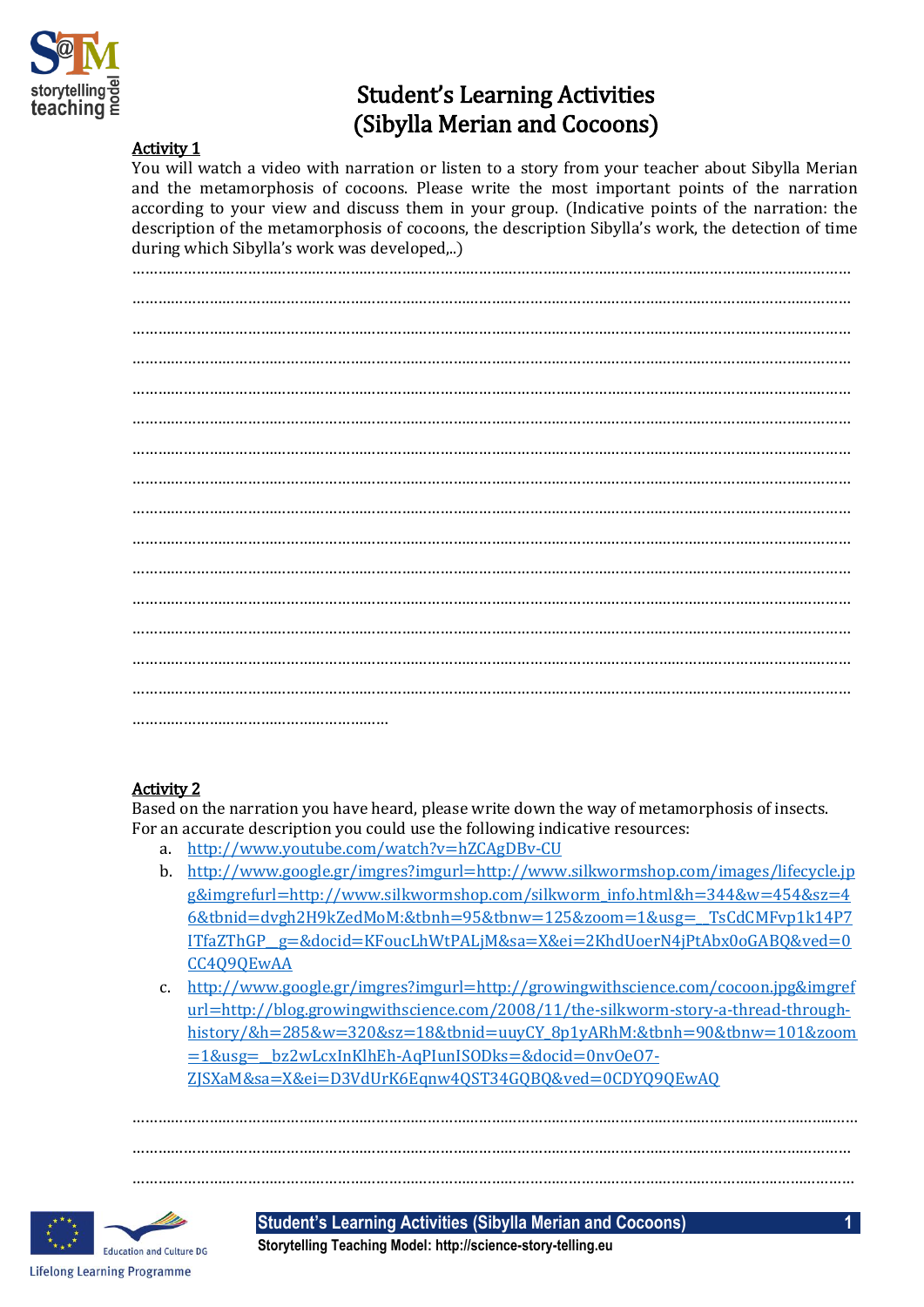# Student's Learning Activities
# (Sibylla Merian and Cocoons)

**Activity 1**

You will watch a video with narration or listen to a story from your teacher about Sibylla Merian and the metamorphosis of cocoons. Please write the most important points of the narration according to your view and discuss them in your group. (Indicative points of the narration: the description of the metamorphosis of cocoons, the description Sibylla's work, the detection of time during which Sibylla's work was developed,..)

…………………………………………………………………………………………………………………………………………

…………………………………………………………………………………………………………………………………………

…………………………………………………………………………………………………………………………………………

…………………………………………………………………………………………………………………………………………

…………………………………………………………………………………………………………………………………………

…………………………………………………………………………………………………………………………………………

…………………………………………………………………………………………………………………………………………

…………………………………………………………………………………………………………………………………………

…………………………………………………………………………………………………………………………………………

…………………………………………………………………………………………………………………………………………

…………………………………………………………………………………………………………………………………………

…………………………………………………………………………………………………………………………………………

…………………………………………………………………………………………………………………………………………

…………………………………………………………………………………………………………………………………………

…………………………………………………………………………………………………………………………………………

……………………………………………………

**Activity 2**

Based on the narration you have heard, please write down the way of metamorphosis of insects. For an accurate description you could use the following indicative resources:

a. http://www.youtube.com/watch?v=hZCAgDBv-CU
b. http://www.google.gr/imgres?imgurl=http://www.silkwormshop.com/images/lifecycle.jpg&imgrefurl=http://www.silkwormshop.com/silkworm_info.html&h=344&w=454&sz=46&tbnid=dvgh2H9kZedMoM:&tbnh=95&tbnw=125&zoom=1&usg=__TsCdCMFvp1k14P7ITfaZThGP__g=&docid=KFoucLhWtPALjM&sa=X&ei=2KhdUoerN4jPtAbx0oGABQ&ved=0CC4Q9QEwAA
c. http://www.google.gr/imgres?imgurl=http://growingwithscience.com/cocoon.jpg&imgrefurl=http://blog.growingwithscience.com/2008/11/the-silkworm-story-a-thread-through-history/&h=285&w=320&sz=18&tbnid=uuyCY_8p1yARhM:&tbnh=90&tbnw=101&zoom=1&usg=__bz2wLcxInKlhEh-AqPIunISODks=&docid=0nvOeO7-ZJSXaM&sa=X&ei=D3VdUrK6Eqnw4QST34GQBQ&ved=0CDYQ9QEwAQ

…………………………………………………………………………………………………………………………………………

…………………………………………………………………………………………………………………………………………

…………………………………………………………………………………………………………………………………………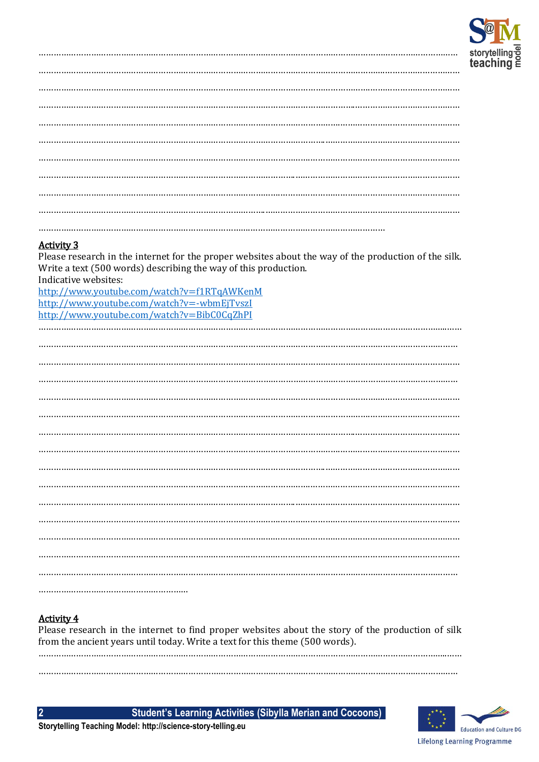……………………………………………………………………………………………………………………………………………………

……………………………………………………………………………………………………………………………………………………

……………………………………………………………………………………………………………………………………………………

……………………………………………………………………………………………………………………………………………………

……………………………………………………………………………………………………………………………………………………

……………………………………………………………………………………………………………………………………………………

……………………………………………………………………………………………………………………………………………………

……………………………………………………………………………………………………………………………………………………

……………………………………………………………………………………………………………………………………………………

……………………………………………………………………………………………………………………………………………………

…………………………………………………………………………………………………………………………

**<u>Activity 3</u>**

Please research in the internet for the proper websites about the way of the production of the silk. Write a text (500 words) describing the way of this production.

Indicative websites:

http://www.youtube.com/watch?v=f1RTqAWKenM

http://www.youtube.com/watch?v=-wbmEjTvszI

http://www.youtube.com/watch?v=BibC0CqZhPI

……………………………………………………………………………………………………………………………………………………

……………………………………………………………………………………………………………………………………………………

……………………………………………………………………………………………………………………………………………………

……………………………………………………………………………………………………………………………………………………

……………………………………………………………………………………………………………………………………………………

……………………………………………………………………………………………………………………………………………………

……………………………………………………………………………………………………………………………………………………

……………………………………………………………………………………………………………………………………………………

……………………………………………………………………………………………………………………………………………………

……………………………………………………………………………………………………………………………………………………

……………………………………………………………………………………………………………………………………………………

……………………………………………………………………………………………………………………………………………………

……………………………………………………………………………………………………………………………………………………

……………………………………………………………………………………………………………………………………………………

……………………………………………………………………………………………………………………………………………………

……………………………………………………

**<u>Activity 4</u>**

Please research in the internet to find proper websites about the story of the production of silk from the ancient years until today. Write a text for this theme (500 words).

……………………………………………………………………………………………………………………………………………………

……………………………………………………………………………………………………………………………………………………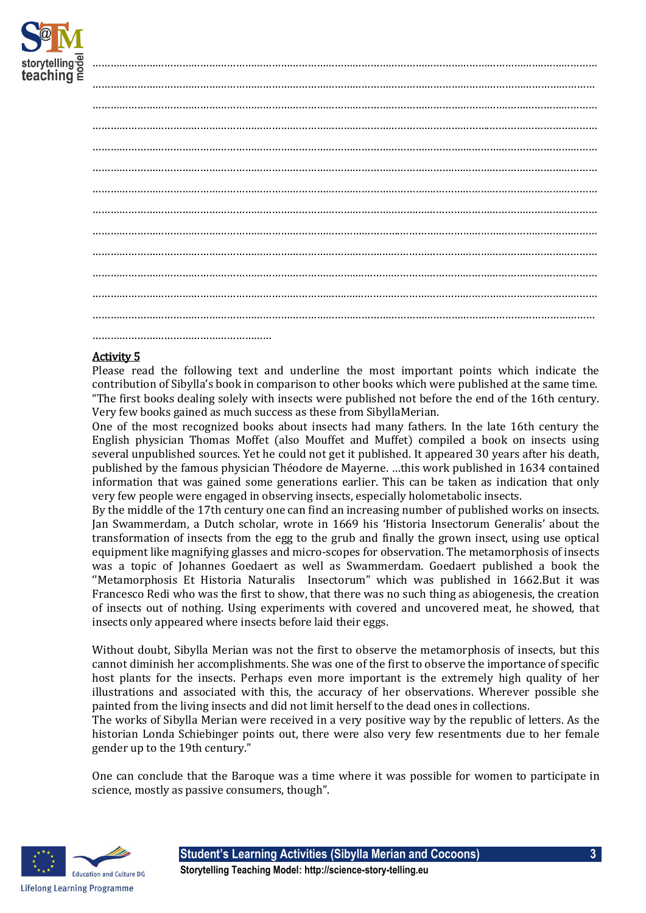……………………………………………………………………………………………………………………………………………

……………………………………………………………………………………………………………………………………………

……………………………………………………………………………………………………………………………………………

……………………………………………………………………………………………………………………………………………

……………………………………………………………………………………………………………………………………………

……………………………………………………………………………………………………………………………………………

……………………………………………………………………………………………………………………………………………

……………………………………………………………………………………………………………………………………………

……………………………………………………………………………………………………………………………………………

……………………………………………………………………………………………………………………………………………

……………………………………………………………………………………………………………………………………………

……………………………………………………………………………………………………………………………………………

……………………………………………………………………………………………………………………………………………

……………………………………………………

**Activity 5**

Please read the following text and underline the most important points which indicate the contribution of Sibylla's book in comparison to other books which were published at the same time.

"The first books dealing solely with insects were published not before the end of the 16th century. Very few books gained as much success as these from SibyllaMerian.

One of the most recognized books about insects had many fathers. In the late 16th century the English physician Thomas Moffet (also Mouffet and Muffet) compiled a book on insects using several unpublished sources. Yet he could not get it published. It appeared 30 years after his death, published by the famous physician Théodore de Mayerne. …this work published in 1634 contained information that was gained some generations earlier. This can be taken as indication that only very few people were engaged in observing insects, especially holometabolic insects.

By the middle of the 17th century one can find an increasing number of published works on insects. Jan Swammerdam, a Dutch scholar, wrote in 1669 his 'Historia Insectorum Generalis' about the transformation of insects from the egg to the grub and finally the grown insect, using use optical equipment like magnifying glasses and micro-scopes for observation. The metamorphosis of insects was a topic of Johannes Goedaert as well as Swammerdam. Goedaert published a book the "Metamorphosis Et Historia Naturalis Insectorum" which was published in 1662.But it was Francesco Redi who was the first to show, that there was no such thing as abiogenesis, the creation of insects out of nothing. Using experiments with covered and uncovered meat, he showed, that insects only appeared where insects before laid their eggs.

Without doubt, Sibylla Merian was not the first to observe the metamorphosis of insects, but this cannot diminish her accomplishments. She was one of the first to observe the importance of specific host plants for the insects. Perhaps even more important is the extremely high quality of her illustrations and associated with this, the accuracy of her observations. Wherever possible she painted from the living insects and did not limit herself to the dead ones in collections.

The works of Sibylla Merian were received in a very positive way by the republic of letters. As the historian Londa Schiebinger points out, there were also very few resentments due to her female gender up to the 19th century."

One can conclude that the Baroque was a time where it was possible for women to participate in science, mostly as passive consumers, though".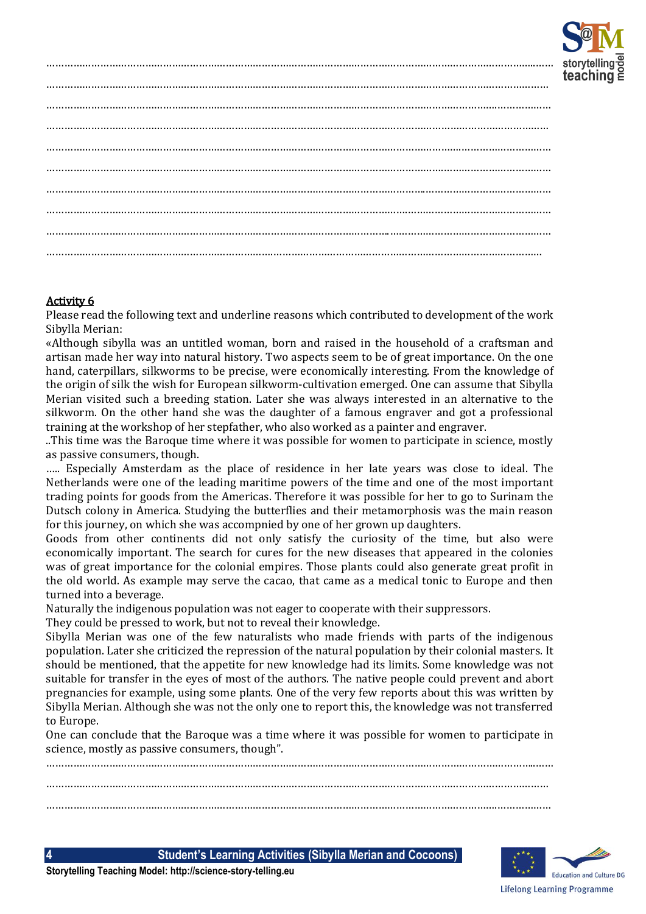………………………………………………………………………………………………………………………………………………

………………………………………………………………………………………………………………………………………………

………………………………………………………………………………………………………………………………………………

………………………………………………………………………………………………………………………………………………

………………………………………………………………………………………………………………………………………………

………………………………………………………………………………………………………………………………………………

………………………………………………………………………………………………………………………………………………

………………………………………………………………………………………………………………………………………………

………………………………………………………………………………………………………………………………………………

………………………………………………………………………………………………………………………………………………

**Activity 6**

Please read the following text and underline reasons which contributed to development of the work Sibylla Merian:

«Although sibylla was an untitled woman, born and raised in the household of a craftsman and artisan made her way into natural history. Two aspects seem to be of great importance. On the one hand, caterpillars, silkworms to be precise, were economically interesting. From the knowledge of the origin of silk the wish for European silkworm-cultivation emerged. One can assume that Sibylla Merian visited such a breeding station. Later she was always interested in an alternative to the silkworm. On the other hand she was the daughter of a famous engraver and got a professional training at the workshop of her stepfather, who also worked as a painter and engraver.

..This time was the Baroque time where it was possible for women to participate in science, mostly as passive consumers, though.

….. Especially Amsterdam as the place of residence in her late years was close to ideal. The Netherlands were one of the leading maritime powers of the time and one of the most important trading points for goods from the Americas. Therefore it was possible for her to go to Surinam the Dutsch colony in America. Studying the butterflies and their metamorphosis was the main reason for this journey, on which she was accompnied by one of her grown up daughters.

Goods from other continents did not only satisfy the curiosity of the time, but also were economically important. The search for cures for the new diseases that appeared in the colonies was of great importance for the colonial empires. Those plants could also generate great profit in the old world. As example may serve the cacao, that came as a medical tonic to Europe and then turned into a beverage.

Naturally the indigenous population was not eager to cooperate with their suppressors.

They could be pressed to work, but not to reveal their knowledge.

Sibylla Merian was one of the few naturalists who made friends with parts of the indigenous population. Later she criticized the repression of the natural population by their colonial masters. It should be mentioned, that the appetite for new knowledge had its limits. Some knowledge was not suitable for transfer in the eyes of most of the authors. The native people could prevent and abort pregnancies for example, using some plants. One of the very few reports about this was written by Sibylla Merian. Although she was not the only one to report this, the knowledge was not transferred to Europe.

One can conclude that the Baroque was a time where it was possible for women to participate in science, mostly as passive consumers, though".

………………………………………………………………………………………………………………………………………………

………………………………………………………………………………………………………………………………………………

………………………………………………………………………………………………………………………………………………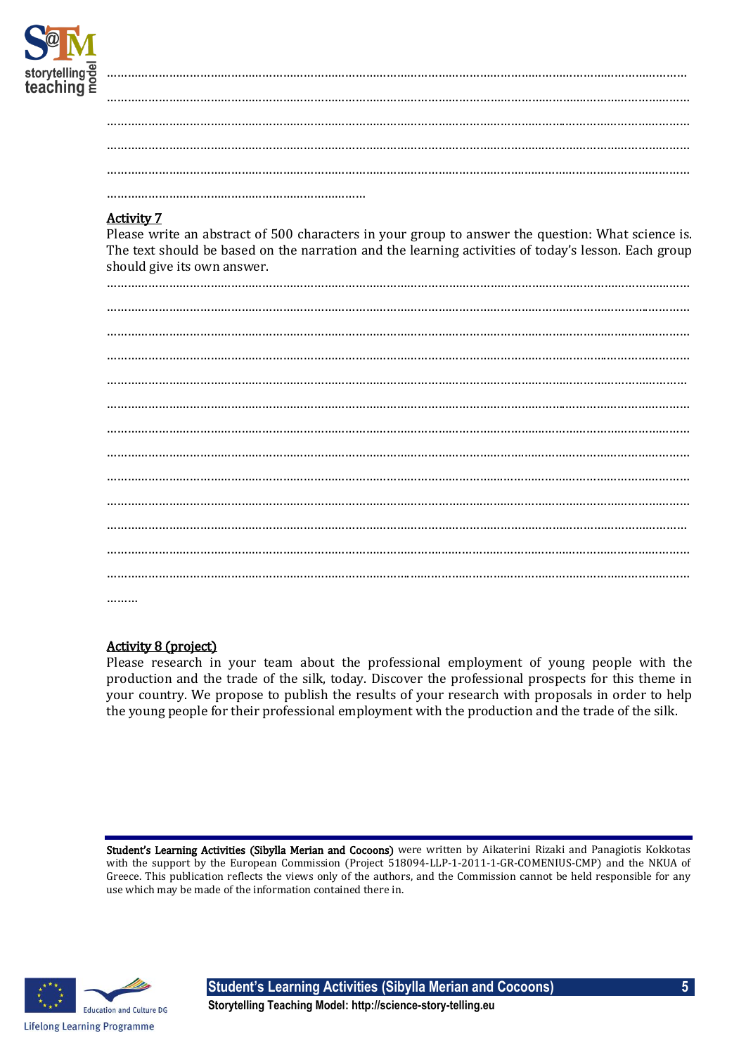…………………………………………………………………………………………………………………………………………………

…………………………………………………………………………………………………………………………………………………

…………………………………………………………………………………………………………………………………………………

…………………………………………………………………………………………………………………………………………………

…………………………………………………………………………………………………………………………………………………

…………………………………………………………………

**Activity 7**

Please write an abstract of 500 characters in your group to answer the question: What science is. The text should be based on the narration and the learning activities of today's lesson. Each group should give its own answer.

…………………………………………………………………………………………………………………………………………………

…………………………………………………………………………………………………………………………………………………

…………………………………………………………………………………………………………………………………………………

…………………………………………………………………………………………………………………………………………………

…………………………………………………………………………………………………………………………………………………

…………………………………………………………………………………………………………………………………………………

…………………………………………………………………………………………………………………………………………………

…………………………………………………………………………………………………………………………………………………

…………………………………………………………………………………………………………………………………………………

…………………………………………………………………………………………………………………………………………………

…………………………………………………………………………………………………………………………………………………

…………………………………………………………………………………………………………………………………………………

…………………………………………………………………………………………………………………………………………………

………

**Activity 8 (project)**

Please research in your team about the professional employment of young people with the production and the trade of the silk, today. Discover the professional prospects for this theme in your country. We propose to publish the results of your research with proposals in order to help the young people for their professional employment with the production and the trade of the silk.

**Student's Learning Activities (Sibylla Merian and Cocoons)** were written by Aikaterini Rizaki and Panagiotis Kokkotas with the support by the European Commission (Project 518094-LLP-1-2011-1-GR-COMENIUS-CMP) and the NKUA of Greece. This publication reflects the views only of the authors, and the Commission cannot be held responsible for any use which may be made of the information contained there in.